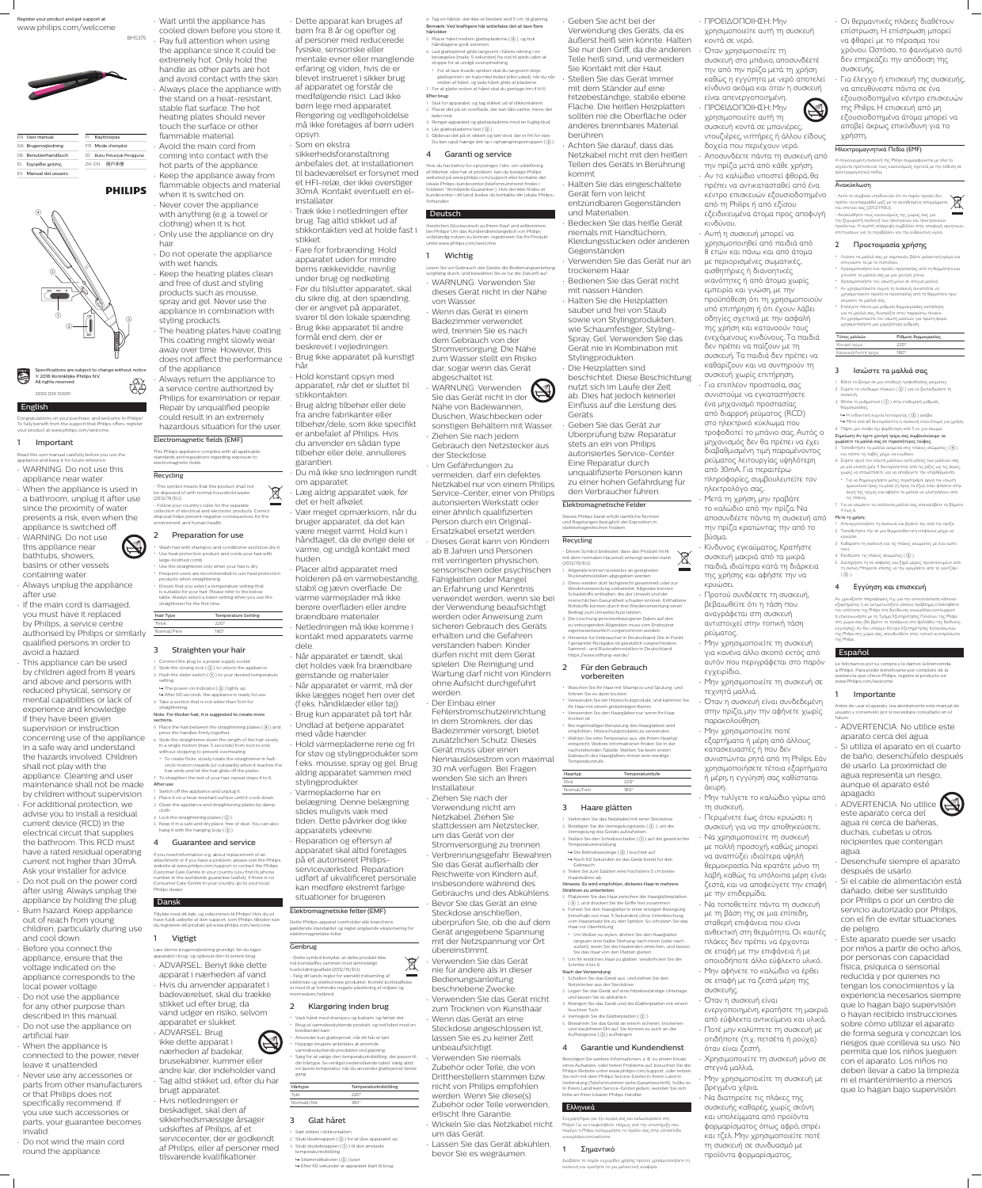Register your product and get support at
www.philips.com/welcome

BHS375

| | | | |
|---|---|---|---|
| EN | User manual | FI | Käyttöopas |
| DA | Brugervejledning | FR | Mode d'emploi |
| DE | Benutzerhandbuch | ID | Buku Petunjuk Pengguna |
| EL | Εγχειρίδιο χρήσης | ZH-CN | 用户手册 |
| ES | Manual del usuario | | |

PHILIPS

Specifications are subject to change without notice
© 2018 Koninklijke Philips N.V.
All rights reserved.

3000 026 50081

## English

Congratulations on your purchase, and welcome to Philips! To fully benefit from the support that Philips offers, register your product at www.philips.com/welcome.

### 1 Important

Read this user manual carefully before you use the appliance and keep it for future reference.

- WARNING: Do not use this appliance near water.
- When the appliance is used in a bathroom, unplug it after use since the proximity of water presents a risk, even when the appliance is switched off.
- WARNING: Do not use this appliance near bathtubs, showers, basins or other vessels containing water.
- Always unplug the appliance after use.
- If the main cord is damaged, you must have it replaced by Philips, a service centre authorised by Philips or similarly qualified persons in order to avoid a hazard.
- This appliance can be used by children aged from 8 years and above and persons with reduced physical, sensory or mental capabilities or lack of experience and knowledge if they have been given supervision or instruction concerning use of the appliance in a safe way and understand the hazards involved. Children shall not play with the appliance. Cleaning and user maintenance shall not be made by children without supervision.
- For additional protection, we advise you to install a residual current device (RCD) in the electrical circuit that supplies the bathroom. This RCD must have a rated residual operating current not higher than 30mA. Ask your installer for advice.
- Do not pull on the power cord after using. Always unplug the appliance by holding the plug.
- Burn hazard. Keep appliance out of reach from young children, particularly during use and cool down.
- Before you connect the appliance, ensure that the voltage indicated on the appliance corresponds to the local power voltage.
- Do not use the appliance for any other purpose than described in this manual.
- Do not use the appliance on artificial hair.
- When the appliance is connected to the power, never leave it unattended.
- Never use any accessories or parts from other manufacturers or that Philips does not specifically recommend. If you use such accessories or parts, your guarantee becomes invalid.
- Do not wind the main cord round the appliance.
- Wait until the appliance has cooled down before you store it.
- Pay full attention when using the appliance since it could be extremely hot. Only hold the handle as other parts are hot and avoid contact with the skin.
- Always place the appliance with the stand on a heat-resistant, stable flat surface. The hot heating plates should never touch the surface or other flammable material.
- Avoid the main cord from coming into contact with the hot parts of the appliance.
- Keep the appliance away from flammable objects and material when it is switched on.
- Never cover the appliance with anything (e.g. a towel or clothing) when it is hot.
- Only use the appliance on dry hair.
- Do not operate the appliance with wet hands.
- Keep the heating plates clean and free of dust and styling products such as mousse, spray and gel. Never use the appliance in combination with styling products.
- The heating plates have coating. This coating might slowly wear away over time. However, this does not affect the performance of the appliance.
- Always return the appliance to a service centre authorized by Philips for examination or repair. Repair by unqualified people could result in an extremely hazardous situation for the user.

#### Electromagnetic fields (EMF)

This Philips appliance complies with all applicable standards and regulations regarding exposure to electromagnetic fields.

#### Recycling

- This symbol means that this product shall not be disposed of with normal household waste (2012/19/EU).
- Follow your country's rules for the separate collection of electrical and electronic products. Correct disposal helps prevent negative consequences for the environment and human health.

### 2 Preparation for use

- Wash hair with shampoo and conditioner and blow dry it.
- Use heat protection product and comb your hair with large-toothed comb.
- Use the straightener only when your hair is dry.
- Frequent users are recommended to use heat protection products when straightening.
- Ensure that you select a temperature setting that is suitable for your hair. Please refer to the below table. Always select a lower setting when you use the straightener for the first time.

| Hair Type | Temperature Setting |
|---|---|
| Thick | 220° |
| Normal/Fine | 180° |

### 3 Straighten your hair

1. Connect the plug to a power supply socket.
2. Slide the lock (⑤) to unlock the appliance.
3. Push the slider switch (③) to your desired temperature setting.
   - The power-on indicator (②) lights up.
   - After 60 seconds, the appliance is ready for use.
4. Take a section that is not wider than 5cm for straightening.

**Note: For thicker hair, it is suggested to create more sections.**

5. Place the hair between the straightening plates (④) and press the handles firmly together.
6. Slide the straightener down the length of the hair slowly in a single motion (max. 5 seconds) from root to end, without stopping to prevent overheating.
   - To create flicks, slowly rotate the straightener in half-circle motion inwards (or outwards) when it reaches the hair ends and let the hair glide off the plates.
7. To straighten the rest of your hair, repeat steps 4 to 6.

**After use:**

1. Switch off the appliance and unplug it.
2. Place it on a heat-resistant surface until it cools down.
3. Clean the appliance and straightening plates by damp cloth.
4. Lock the straightening plates (⑤).
5. Keep it in a safe and dry place, free of dust. You can also hang it with the hanging loop (①).

### 4 Guarantee and service

If you need information e.g. about replacement of an attachment or if you have a problem, please visit the Philips website at www.philips.com/support or contact the Philips Customer Care Centre in your country (you find its phone number in the worldwide guarantee leaflet). If there is no Consumer Care Centre in your country, go to your local Philips dealer.

## Dansk

Tillykke med dit køb, og velkommen til Philips! Hvis du vil have fuldt udbytte af den support, som Philips tilbyder, kan du registrere dit produkt på www.philips.com/welcome.

### 1 Vigtigt

Læs denne brugervejledning grundigt, før du tager apparatet i brug, og opbevar den til senere brug.

- ADVARSEL: Benyt ikke dette apparat i nærheden af vand.
- Hvis du anvender apparatet i badeværelset, skal du trække stikket ud efter brug, da vand udgør en risiko, selvom apparatet er slukket.
- ADVARSEL: Brug ikke dette apparat i nærheden af badekar, brusekabiner, kummer eller andre kar, der indeholder vand.
- Tag altid stikket ud, efter du har brugt apparatet.
- Hvis netledningen er beskadiget, skal den af sikkerhedsmæssige årsager udskiftes af Philips, af et servicecenter, der er godkendt af Philips, eller af personer med tilsvarende kvalifikationer.
- Dette apparat kan bruges af børn fra 8 år og opefter og af personer med reducerede fysiske, sensoriske eller mentale evner eller manglende erfaring og viden, hvis de er blevet instrueret i sikker brug af apparatet og forstår de medfølgende risici. Lad ikke børn lege med apparatet. Rengøring og vedligeholdelse må ikke foretages af børn uden opsyn.
- Som en ekstra sikkerhedsforanstaltning anbefales det, at installationen til badeværelset er forsynet med et HFI-relæ, der ikke overstiger 30mA. Kontakt eventuelt en el-installatør.
- Træk ikke i netledningen efter brug. Tag altid stikket ud af stikkontakten ved at holde fast i stikket.
- Fare for forbrænding: Hold apparatet uden for mindre børns rækkevidde, navnlig under brug og nedkøling.
- Før du tilslutter apparatet, skal du sikre dig, at den spænding, der er angivet på apparatet, svarer til den lokale spænding.
- Brug ikke apparatet til andre formål end dem, der er beskrevet i vejledningen.
- Brug ikke apparatet på kunstigt hår.
- Hold konstant opsyn med apparatet, når det er sluttet til stikkontakten.
- Brug aldrig tilbehør eller dele fra andre fabrikanter eller tilbehør/dele, som ikke specifikt er anbefalet af Philips. Hvis du anvender en sådan type tilbehør eller dele, annulleres garantien.
- Du må ikke sno ledningen rundt om apparatet.
- Læg aldrig apparatet væk, før det er helt afkølet.
- Vær meget opmærksom, når du bruger apparatet, da det kan være meget varmt. Hold kun i håndtaget, da de øvrige dele er varme, og undgå kontakt med huden.
- Placer altid apparatet med holderen på en varmebestandig, stabil og jævn overflade. De varme varmeplader må ikke berøre overfladen eller andre brændbare materialer.
- Netledningen må ikke komme i kontakt med apparatets varme dele.
- Når apparatet er tændt, skal det holdes væk fra brændbare genstande og materialer.
- Når apparatet er varmt, må der ikke lægges noget hen over det (f.eks. håndklæder eller tøj).
- Brug kun apparatet på tørt hår.
- Undlad at betjene apparatet med våde hænder.
- Hold varmepladerne rene og fri for støv og stylingprodukter som f.eks. mousse, spray og gel. Brug aldrig apparatet sammen med stylingprodukter.
- Varmepladerne har en belægning. Denne belægning slides muligvis væk med tiden. Dette påvirker dog ikke apparatets ydeevne.
- Reparation og eftersyn af apparatet skal altid foretages på et autoriseret Philips-serviceværksted. Reparation udført af ukvalificeret personale kan medføre ekstremt farlige situationer for brugeren.

#### Elektromagnetiske felter (EMF)

Dette Philips-apparat overholder alle branchens gældende standarder og regler angående eksponering for elektromagnetiske felter.

#### Genbrug

- Dette symbol betyder, at dette produkt ikke må bortskaffes sammen med almindeligt husholdningsaffald (2012/19/EU).
- Følg dit lands regler for særskilt indsamling af elektriske og elektroniske produkter. Korrekt bortskaffelse er med til at forhindre negativ påvirkning af miljøet og menneskers helbred.

### 2 Klargøring inden brug

- Vask håret med shampoo og balsam, og føntør det.
- Brug et varmebeskyttende produkt, og red håret med en bredtandet kam.
- Anvender kun glattejernet, når dit hår er tørt.
- Hyppige brugere anbefales at anvende varmebeskyttende produkter ved glatning.
- Sørg for at vælge den temperaturindstilling, der passer til dit hårtype. Se venligst nedenstående tabel. Vælg altid en lavere temperatur, når du anvender glattejernet første gang.

| Hårtype | Temperaturindstilling |
|---|---|
| Tykt | 220° |
| Normal/fint | 180° |

### 3 Glat håret

1. Sæt stikket i stikkontakten.
2. Skub låsekrappen (⑤) for at låse apparatet op.
3. Skub skydeknappen (③) til den ønskede temperaturindstilling.
   - Strømindikatoren (②) lyser.
   - Efter 60 sekunder er apparatet klar til brug.
4. Tag en hårlok, der ikke er bredere end 5 cm, til glatning.

**Bemærk: Ved kraftigere hår anbefales det at lave flere hårlokker.**

5. Placer håret mellem glattepladerne (④) og tryk håndtagene godt sammen.
6. Lad glattejernet glide langsomt i hårets retning i en bevægelse (maks. 5 sekunder) fra rod til spids uden at stoppe for at undgå overophedning.
   - For at lave buede spidser skal du langsomt dreje glattejernet i en halvcirkel indad (eller udad), når du når enden af håret, og lade håret glide af pladerne.
7. For at glatte resten af håret skal du gentage trin 4 til 6.

**Efter brug:**

1. Sluk for apparatet, og tag stikket ud af stikkontakten.
2. Placer det på en overflade, der kan tåle varme, mens det køler ned.
3. Rengør apparatet og glattepladerne med en fugtig klud.
4. Lås glattepladerne fast (⑤).
5. Opbevar det på et sikkert og tørt sted, der er frit for støv. Du kan også hænge det op i ophængningsstroppen (①).

### 4 Garanti og service

Hvis du har behov for oplysninger, f.eks. om udskiftning af tilbehør, eller har et problem, kan du besøge Philips' websted på www.philips.com/support eller kontakte det lokale Philips-kundecenter (telefonnummeret findes i folderen "Worldwide Guarantee"). Hvis der ikke findes et kundecenter i dit land, bedes du kontakte din lokale Philips-forhandler.

## Deutsch

Herzlichen Glückwunsch zu Ihrem Kauf und willkommen bei Philips! Um das Kundendienstangebot von Philips vollständig nutzen zu können, registrieren Sie Ihr Produkt unter www.philips.com/welcome.

### 1 Wichtig

Lesen Sie vor Gebrauch des Geräts die Bedienungsanleitung sorgfältig durch, und bewahren Sie es für die Zukunft auf.

- WARNUNG: Verwenden Sie dieses Gerät nicht in der Nähe von Wasser.
- Wenn das Gerät in einem Badezimmer verwendet wird, trennen Sie es nach dem Gebrauch von der Stromversorgung. Die Nähe zum Wasser stellt ein Risiko dar, sogar wenn das Gerät abgeschaltet ist.
- WARNUNG: Verwenden Sie das Gerät nicht in der Nähe von Badewannen, Duschen, Waschbecken oder sonstigen Behältern mit Wasser.
- Ziehen Sie nach jedem Gebrauch den Netzstecker aus der Steckdose.
- Um Gefährdungen zu vermeiden, darf ein defektes Netzkabel nur von einem Philips Service-Center, einer von Philips autorisierten Werkstatt oder einer ähnlich qualifizierten Person durch ein Original-Ersatzkabel ersetzt werden.
- Dieses Gerät kann von Kindern ab 8 Jahren und Personen mit verringerten physischen, sensorischen oder psychischen Fähigkeiten oder Mangel an Erfahrung und Kenntnis verwendet werden, wenn sie bei der Verwendung beaufsichtigt werden oder Anweisung zum sicheren Gebrauch des Geräts erhalten und die Gefahren verstanden haben. Kinder dürfen nicht mit dem Gerät spielen. Die Reinigung und Wartung darf nicht von Kindern ohne Aufsicht durchgeführt werden.
- Der Einbau einer Fehlerstromschutzeinrichtung in dem Stromkreis, der das Badezimmer versorgt, bietet zusätzlichen Schutz. Dieses Gerät muss über einen Nennauslösestrom von maximal 30 mA verfügen. Bei Fragen wenden Sie sich an Ihren Installateur.
- Ziehen Sie nach der Verwendung nicht am Netzkabel. Ziehen Sie stattdessen am Netzstecker, um das Gerät von der Stromversorgung zu trennen.
- Verbrennungsgefahr. Bewahren Sie das Gerät außerhalb der Reichweite von Kindern auf, insbesondere während des Gebrauchs und des Abkühlens.
- Bevor Sie das Gerät an eine Steckdose anschließen, überprüfen Sie, ob die auf dem Gerät angegebene Spannung mit der Netzspannung vor Ort übereinstimmt.
- Verwenden Sie das Gerät nie für andere als in dieser Bedienungsanleitung beschriebene Zwecke.
- Verwenden Sie das Gerät nicht zum Trocknen von Kunsthaar.
- Wenn das Gerät an eine Steckdose angeschlossen ist, lassen Sie es zu keiner Zeit unbeaufsichtigt.
- Verwenden Sie niemals Zubehör oder Teile, die von Drittherstellern stammen bzw. nicht von Philips empfohlen werden. Wenn Sie diese(s) Zubehör oder Teile verwenden, erlischt Ihre Garantie.
- Wickeln Sie das Netzkabel nicht um das Gerät.
- Lassen Sie das Gerät abkühlen, bevor Sie es wegräumen.
- Geben Sie acht bei der Verwendung des Geräts, da es äußerst heiß sein könnte. Halten Sie nur den Griff, da die anderen Teile heiß sind, und vermeiden Sie Kontakt mit der Haut.
- Stellen Sie das Gerät immer mit dem Ständer auf eine hitzebeständige, stabile ebene Fläche. Die heißen Heizplatten sollten nie die Oberfläche oder anderes brennbares Material berühren.
- Achten Sie darauf, dass das Netzkabel nicht mit den heißen Teilen des Geräts in Berührung kommt.
- Halten Sie das eingeschaltete Gerät fern von leicht entzündbaren Gegenständen und Materialien.
- Bedecken Sie das heiße Gerät niemals mit Handtüchern, Kleidungsstücken oder anderen Gegenständen.
- Verwenden Sie das Gerät nur an trockenem Haar.
- Bedienen Sie das Gerät nicht mit nassen Händen.
- Halten Sie die Heizplatten sauber und frei von Staub sowie von Stylingprodukten, wie Schaumfestiger, Styling-Spray, Gel. Verwenden Sie das Gerät nie in Kombination mit Stylingprodukten.
- Die Heizplatten sind beschichtet. Diese Beschichtung nutzt sich im Laufe der Zeit ab. Dies hat jedoch keinerlei Einfluss auf die Leistung des Geräts.
- Geben Sie das Gerät zur Überprüfung bzw. Reparatur stets an ein von Philips autorisiertes Service-Center. Eine Reparatur durch unqualifizierte Personen kann zu einer hohen Gefährdung für den Verbraucher führen.

#### Elektromagnetische Felder

Dieses Philips Gerät erfüllt sämtliche Normen und Regelungen bezüglich der Exposition in elektromagnetischen Feldern.

#### Recycling

- Dieses Symbol bedeutet, dass das Produkt nicht mit dem normalen Hausmüll entsorgt werden kann (2012/19/EU).

1. Altgeräte können kostenlos an geeigneten Rücknahmestellen abgegeben werden.
2. Diese werden dort fachgerecht gesammelt oder zur Wiederverwendung vorbereitet. Altgeräte können Schadstoffe enthalten, die der Umwelt und der menschlichen Gesundheit schaden können. Enthaltene Rohstoffe können durch ihre Wiederverwertung einen Beitrag zum Umweltschutz leisten.
3. Die Löschung personenbezogener Daten auf den zu entsorgenden Altgeräten muss vom Endnutzer eigenverantwortlich vorgenommen werden.
4. Hinweise für Verbraucher in Deutschland: Die in Punkt 1 genannte Rückgabe ist gesetzlich vorgeschrieben. Sammel- und Rücknahmestellen in Deutschland: https://www.stiftung-ear.de/

### 2 Für den Gebrauch vorbereiten

- Waschen Sie Ihr Haar mit Shampoo und Spülung, und föhnen Sie es dann trocken.
- Verwenden Sie ein Hitzeschutzprodukt, und kämmen Sie Ihr Haar mit einem grobzinkigen Kamm.
- Verwenden Sie den Haarglätter nur, wenn Ihr Haar trocken ist.
- Bei regelmäßiger Benutzung des Haarglätters wird empfohlen, Hitzeschutzprodukte zu verwenden.
- Wählen Sie eine Temperatur aus, die Ihrem Haartyp entspricht. Weitere Informationen finden Sie in der nachstehenden Tabelle. Wählen Sie beim ersten Gebrauch des Haarglätters immer eine niedrige Temperaturstufe.

| Haartyp | Temperaturstufe |
|---|---|
| Dick | 220° |
| Normal/Fein | 180° |

### 3 Haare glätten

1. Verbinden Sie das Netzkabel mit einer Steckdose.
2. Betätigen Sie die Verriegelungstaste (⑤), um die Verriegelung des Geräts aufzuheben.
3. Stellen Sie den Schiebeschalter (③) auf die gewünschte Temperatureinstellung.
   - Die Betriebsanzeige (②) leuchtet auf.
   - Nach 60 Sekunden ist das Gerät bereit für den Gebrauch.
4. Teilen Sie zum Glätten eine höchstens 5 cm breite Haarsträhne ab.

**Hinweis: Es wird empfohlen, dickeres Haar in mehrere Strähnen zu unterteilen.**

5. Platzieren Sie das Haar zwischen die Haarglätterplatten (④), und drücken Sie die Griffe fest zusammen.
6. Führen Sie den Haarglätter in einer einzigen Bewegung (innerhalb von max. 5 Sekunden) ohne Unterbrechung vom Haaransatz bis zu den Spitzen. So schützen Sie das Haar vor Überhitzung.
   - Um Wellen zu stylen, drehen Sie den Haarglätter langsam eine halbe Drehung nach innen (oder nach außen), wenn Sie die Haarenden erreichen, und lassen Sie das Haar von den Platten gleiten.
7. Um Ihr restliches Haar zu glätten, wiederholen Sie die Schritte 4 bis 6.

**Nach der Verwendung:**

1. Schalten Sie das Gerät aus, und ziehen Sie den Netzstecker aus der Steckdose.
2. Legen Sie das Gerät auf eine hitzebeständige Unterlage, und lassen Sie es abkühlen.
3. Reinigen Sie das Gerät und die Glätterplatten mit einem feuchten Tuch.
4. Verriegeln Sie die Glätterplatten (⑤).
5. Bewahren Sie das Gerät an einem sicheren, trockenen und staubfreien Ort auf. Sie können es auch an der Aufhängeöse (①) aufhängen.

### 4 Garantie und Kundendienst

Benötigen Sie weitere Informationen, z. B. zu einem Ersatz eines Aufsatzes, oder treten Probleme auf, besuchen Sie die Philips Website unter www.philips.com/support, oder setzen Sie sich mit dem Philips Service-Center in Ihrem Land in Verbindung (Telefonnummer siehe Garantieschrift). Sollte es in Ihrem Land kein Service-Center geben, wenden Sie sich bitte an Ihren lokalen Philips Händler.

## Ελληνικά

Συγχαρητήρια για την αγορά σας και καλωσορίσατε στη Philips! Για να επωφεληθείτε πλήρως από την υποστήριξη που παρέχει η Philips, καταχωρήστε το προϊόν σας στην ιστοσελίδα www.philips.com/welcome.

### 1 Σημαντικό

Διαβάστε το παρόν εγχειρίδιο χρήσης προτού χρησιμοποιήσετε τη συσκευή και κρατήστε το για μελλοντική αναφορά.

- ΠΡΟΕΙΔΟΠΟΙΗΣΗ: Μην χρησιμοποιείτε αυτή τη συσκευή κοντά σε νερό.
- Όταν χρησιμοποιείτε τη συσκευή στο μπάνιο, αποσυνδέετέ την από την πρίζα μετά τη χρήση καθώς η εγγύτητα με νερό αποτελεί κίνδυνο ακόμα και όταν η συσκευή είναι απενεργοποιημένη.
- ΠΡΟΕΙΔΟΠΟΙΗΣΗ: Μην χρησιμοποιείτε αυτή τη συσκευή κοντά σε μπανιέρες, ντους, νιπτήρες ή άλλου είδους δοχεία που περιέχουν νερό.
- Αποσυνδέετε πάντα τη συσκευή από την πρίζα μετά από κάθε χρήση.
- Αν το καλώδιο υποστεί φθορά, θα πρέπει να αντικατασταθεί από ένα κέντρο επισκευών εξουσιοδοτημένο από τη Philips ή από εξίσου εξειδικευμένα άτομα προς αποφυγή κινδύνου.
- Αυτή η συσκευή μπορεί να χρησιμοποιηθεί από παιδιά από 8 ετών και πάνω και από άτομα με περιορισμένες σωματικές, αισθητήριες ή διανοητικές ικανότητες ή από άτομα χωρίς εμπειρία και γνώση, με την προϋπόθεση ότι τη χρησιμοποιούν υπό επιτήρηση ή ότι έχουν λάβει οδηγίες σχετικά με την ασφαλή της χρήση και κατανοούν τους ενεχόμενους κινδύνους. Τα παιδιά δεν πρέπει να παίζουν με τη συσκευή. Τα παιδιά δεν πρέπει να καθαρίζουν και να συντηρούν τη συσκευή χωρίς επιτήρηση.
- Για επιπλέον προστασία, σας συνιστούμε να εγκαταστήσετε ένα μηχανισμό προστασίας από διαρροή ρεύματος (RCD) στο ηλεκτρικό κύκλωμα που τροφοδοτεί το μπάνιο σας. Αυτός ο μηχανισμός δεν θα πρέπει να έχει διαβαθμισμένη τιμή παραμένοντος ρεύματος λειτουργίας υψηλότερη από 30mA. Για περαιτέρω πληροφορίες, συμβουλευτείτε τον ηλεκτρολόγο σας.
- Μετά τη χρήση, μην τραβάτε το καλώδιο από την πρίζα. Να αποσυνδέετε πάντα τη συσκευή από την πρίζα κρατώντας την από το βύσμα.
- Κίνδυνος εγκαύματος. Κρατήστε τη συσκευή μακριά από τα μικρά παιδιά, ιδιαίτερα κατά τη διάρκεια της χρήσης και αφήστε την να κρυώσει.
- Προτού συνδέσετε τη συσκευή, βεβαιωθείτε ότι η τάση που αναγράφεται στη συσκευή αντιστοιχεί στην τοπική τάση ρεύματος.
- Μην χρησιμοποιείτε τη συσκευή για κανένα άλλο σκοπό εκτός από αυτόν που περιγράφεται στο παρόν εγχειρίδιο.
- Μην χρησιμοποιείτε τη συσκευή σε τεχνητά μαλλιά.
- Όταν η συσκευή είναι συνδεδεμένη στην πρίζα, μην την αφήνετε χωρίς παρακολούθηση.
- Μην χρησιμοποιείτε ποτέ εξαρτήματα ή μέρη από άλλους κατασκευαστές ή που δεν συνιστώνται ρητά από τη Philips. Εάν χρησιμοποιήσετε τέτοια εξαρτήματα ή μέρη, η εγγύησή σας καθίσταται άκυρη.
- Μην τυλίγετε το καλώδιο γύρω από τη συσκευή.
- Περιμένετε έως ότου κρυώσει η συσκευή για να την αποθηκεύσετε.
- Να χρησιμοποιείτε τη συσκευή με πολλή προσοχή, καθώς μπορεί να αναπτύξει ιδιαίτερα υψηλή θερμοκρασία. Να κρατάτε μόνο τη λαβή, καθώς τα υπόλοιπα μέρη είναι ζεστά, και να αποφεύγετε την επαφή με την επιδερμίδα.
- Να τοποθετείτε πάντα τη συσκευή με τη βάση της σε μια επίπεδη, σταθερή επιφάνεια που είναι ανθεκτική στη θερμότητα. Οι καυτές πλάκες δεν πρέπει να έρχονται σε επαφή με την επιφάνεια ή με οποιοδήποτε άλλο εύφλεκτο υλικό.
- Μην αφήνετε το καλώδιο να έρθει σε επαφή με τα ζεστά μέρη της συσκευής.
- Όταν η συσκευή είναι ενεργοποιημένη, κρατήστε τη μακριά από εύφλεκτα αντικείμενα και υλικά.
- Ποτέ μην καλύπτετε τη συσκευή με οτιδήποτε (π.χ. πετσέτα ή ρούχα) όταν είναι ζεστή.
- Χρησιμοποιείτε τη συσκευή μόνο σε στεγνά μαλλιά.
- Μην χρησιμοποιείτε τη συσκευή με βρεγμένα χέρια.
- Να διατηρείτε τις πλάκες της συσκευής καθαρές, χωρίς σκόνη και υπολείμματα από προϊόντα φορμαρίσματος όπως αφρό, σπρέι και τζελ. Μην χρησιμοποιείτε ποτέ τη συσκευή σε συνδυασμό με προϊόντα φορμαρίσματος.
- Οι θερμαντικές πλάκες διαθέτουν επίστρωση. Η επίστρωση μπορεί να φθαρεί με το πέρασμα του χρόνου. Ωστόσο, το φαινόμενο αυτό δεν επηρεάζει την απόδοση της συσκευής.
- Για έλεγχο ή επισκευή της συσκευής, να απευθύνεστε πάντα σε ένα εξουσιοδοτημένο κέντρο επισκευών της Philips. Η επισκευή από μη εξουσιοδοτημένα άτομα μπορεί να αποβεί άκρως επικίνδυνη για το χρήστη.

#### Ηλεκτρομαγνητικά Πεδία (EMF)

Η συγκεκριμένη συσκευή της Philips συμμορφώνεται με όλα τα ισχύοντα πρότυπα και τους κανονισμούς σχετικά με την έκθεση σε ηλεκτρομαγνητικά πεδία.

#### Ανακύκλωση

- Αυτό το σύμβολο υποδεικνύει ότι το παρόν προϊόν δεν πρέπει να απορριφθεί μαζί με τα συνηθισμένα απορρίμματα του σπιτιού σας (2012/19/ΕΕ).
- Ακολουθήστε τους κανονισμούς της χώρας σας για την ξεχωριστή συλλογή των ηλεκτρικών και ηλεκτρονικών προϊόντων. Η σωστή απόρριψη συμβάλλει στην αποφυγή αρνητικών επιπτώσεων για το περιβάλλον και την ανθρώπινη υγεία.

### 2 Προετοιμασία χρήσης

- Λούστε τα μαλλιά σας με σαμπουάν, βάλτε μαλακτική κρέμα και στεγνώστε τα με το πιστολάκι.
- Χρησιμοποιήστε ένα προϊόν προστασίας από τη θερμότητα και χτενίστε τα μαλλιά σας με μια χοντρή χτένα.
- Χρησιμοποιήστε τον ισιωτή μόνο σε στεγνά μαλλιά.
- Αν χρησιμοποιείτε συχνά τη συσκευή, συνιστάται να χρησιμοποιείτε προϊόντα προστασίας από τη θερμότητα πριν ισιώσετε τα μαλλιά σας.
- Επιλέγετε πάντα μια ρύθμιση θερμοκρασίας κατάλληλη για τα μαλλιά σας. Ανατρέξτε στον παρακάτω πίνακα. Αν χρησιμοποιείτε τον ισιωτή μαλλιών για πρώτη φορά, χρησιμοποιήστε μια χαμηλότερη ρύθμιση.

| Τύπος μαλλιών | Ρύθμιση θερμοκρασίας |
|---|---|
| Χοντρή τρίχα | 220° |
| Κανονική/λεπτή τρίχα | 180° |

### 3 Ισιώστε τα μαλλιά σας

1. Βάλτε το βύσμα σε μια υποδοχή τροφοδοσίας ρεύματος.
2. Σύρετε το κλείδωμα πλακών (⑤) για να ξεκλειδώσετε τη συσκευή.
3. Ωθήστε το ρυθμιστικό (③) στην επιθυμητή ρύθμιση θερμοκρασίας.
   - Η ενδεικτική λυχνία λειτουργίας (②) ανάβει.
   - Μετά από 60 δευτερόλεπτα, η συσκευή είναι έτοιμη για χρήση.
4. Πάρτε μια τούφα όχι φαρδύτερη από 5 cm για ίσιωμα.

**Σημείωση: Αν έχετε χοντρή τρίχα, σας συμβουλεύουμε να χωρίσετε τα μαλλιά σας σε περισσότερες τούφες.**

5. Τοποθετήστε τα μαλλιά ανάμεσα στις πλάκες ισιώματος (④) και πιέστε τις λαβές μαζί να κουμπώσουν.
6. Σύρετε αργά τον ισιωτή μαλλιών κατά μήκος των μαλλιών σας με μία κίνηση (έως 5 δευτερόλεπτα) από τη ρίζα ως τις άκρες χωρίς να σταματήσετε, για να αποφύγετε την υπερθέρμανση.
   - Για να δημιουργήσετε μύτες, περιστρέψτε αργά τον ισιωτή ημικυκλικά προς τα μέσα (ή προς τα έξω) όταν φτάσετε στην άκρη της τρίχας και αφήστε τα μαλλιά να γλιστρήσουν από τις πλάκες.
7. Για να ισιώσετε τα υπόλοιπα μαλλιά σας, επαναλάβετε τα βήματα 4 έως 6.

**Μετά τη χρήση:**

1. Απενεργοποιήστε τη συσκευή και βγάλτε την από την πρίζα.
2. Τοποθετήστε την σε μια θερμοανθεκτική επιφάνεια μέχρι να κρυώσει.
3. Καθαρίστε τη συσκευή και τις πλάκες ισιώματος με ένα υγρό πανί.
4. Κλειδώστε τις πλάκες ισιώματος (⑤).
5. Φυλάξτε την σε ασφαλές και ξηρό μέρος, προστατευμένο από τη σκόνη. Μπορείτε επίσης να την κρεμάσετε από το γαντζάκι (①).

### 4 Εγγύηση και επισκευή

Αν χρειάζεστε πληροφορίες π.χ. για την αντικατάσταση κάποιου εξαρτήματος ή αν αντιμετωπίζετε κάποιο πρόβλημα, επισκεφθείτε τον ιστότοπο της Philips στη διεύθυνση www.philips.com/support ή επικοινωνήστε με το Τμήμα Εξυπηρέτησης Πελατών της Philips στη χώρα σας (θα βρείτε το τηλέφωνο στο φυλλάδιο της διεθνούς εγγύησης). Αν δεν υπάρχει Κέντρο Εξυπηρέτησης Καταναλωτών της Philips στη χώρα σας, απευθυνθείτε στον τοπικό αντιπρόσωπο της Philips.

## Español

Le felicitamos por su compra y le damos la bienvenida a Philips. Para poder beneficiarse por completo de la asistencia que ofrece Philips, registre el producto en www.philips.com/welcome.

### 1 Importante

Antes de usar el aparato, lea atentamente este manual de usuario y consérvelo por si necesitara consultarlo en el futuro.

- ADVERTENCIA: No utilice este aparato cerca del agua.
- Si utiliza el aparato en el cuarto de baño, desenchúfelo después de usarlo. La proximidad de agua representa un riesgo, aunque el aparato esté apagado.
- ADVERTENCIA: No utilice este aparato cerca del agua ni cerca de bañeras, duchas, cubetas u otros recipientes que contengan agua.
- Desenchufe siempre el aparato después de usarlo.
- Si el cable de alimentación está dañado, debe ser sustituido por Philips o por un centro de servicio autorizado por Philips, con el fin de evitar situaciones de peligro.
- Este aparato puede ser usado por niños a partir de ocho años, por personas con capacidad física, psíquica o sensorial reducida y por quienes no tengan los conocimientos y la experiencia necesarios siempre que lo hagan bajo supervisión o hayan recibido instrucciones sobre cómo utilizar el aparato de forma segura y conozcan los riesgos que conlleva su uso. No permita que los niños jueguen con el aparato. Los niños no deben llevar a cabo la limpieza ni el mantenimiento a menos que lo hagan bajo supervisión.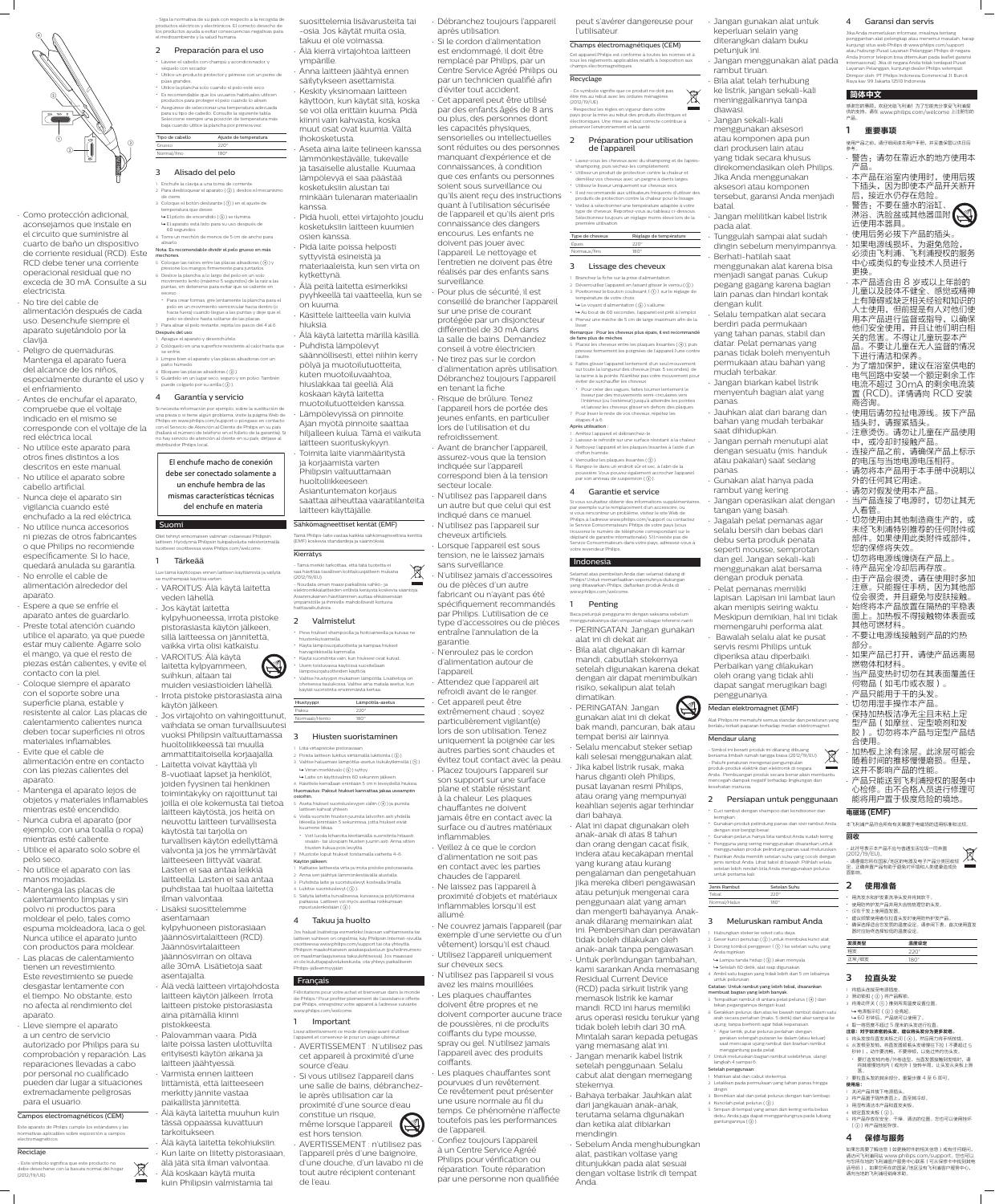- Como protección adicional, aconsejamos que instale en el circuito que suministra al cuarto de baño un dispositivo de corriente residual (RCD). Este RCD debe tener una corriente operacional residual que no exceda de 30 mA. Consulte a su electricista.
- No tire del cable de alimentación después de cada uso. Desenchufe siempre el aparato sujetándolo por la clavija.
- Peligro de quemaduras. Mantenga el aparato fuera del alcance de los niños, especialmente durante el uso y el enfriamiento.
- Antes de enchufar el aparato, compruebe que el voltaje indicado en el mismo se corresponde con el voltaje de la red eléctrica local.
- No utilice este aparato para otros fines distintos a los descritos en este manual.
- No utilice el aparato sobre cabello artificial.
- Nunca deje el aparato sin vigilancia cuando esté enchufado a la red eléctrica.
- No utilice nunca accesorios ni piezas de otros fabricantes o que Philips no recomiende específicamente. Si lo hace, quedará anulada su garantía.
- No enrolle el cable de alimentación alrededor del aparato.
- Espere a que se enfríe el aparato antes de guardarlo.
- Preste total atención cuando utilice el aparato, ya que puede estar muy caliente. Agarre solo el mango, ya que el resto de piezas están calientes, y evite el contacto con la piel.
- Coloque siempre el aparato con el soporte sobre una superficie plana, estable y resistente al calor. Las placas de calentamiento cubiertas nunca deben tocar superficies ni otros materiales inflamables.
- Evite que el cable de alimentación entre en contacto con las piezas calientes del aparato.
- Mantenga el aparato lejos de objetos y materiales inflamables mientras esté encendido.
- Nunca cubra el aparato (por ejemplo, con una toalla o ropa) mientras esté caliente.
- Utilice el aparato solo sobre el pelo seco.
- No utilice el aparato con las manos mojadas.
- Mantenga las placas de calentamiento limpias y sin polvo ni productos para moldear el pelo, tales como espuma moldeadora, laca o gel. Nunca utilice el aparato junto con productos para moldear.
- Las placas de calentamiento tienen un revestimiento. Este revestimiento se puede desgastar lentamente con el tiempo. No obstante, esto no afecta al rendimiento del aparato.
- Lleve siempre el aparato a un centro de servicio autorizado por Philips para su comprobación y reparación. Las reparaciones llevadas a cabo por personal no cualificado pueden dar lugar a situaciones extremadamente peligrosas para el usuario.

### Campos electromagnéticos (CEM)
Este aparato de Philips cumple los estándares y las normativas aplicables sobre exposición a campos electromagnéticos.

### Reciclaje
- Este símbolo significa que este producto no debe desecharse con la basura normal del hogar (2012/19/UE).
- Siga la normativa de su país con respecto a la recogida de productos eléctricos y electrónicos. El correcto desecho de los productos ayuda a evitar consecuencias negativas para el medioambiente y la salud humana.

## 2 Preparación para el uso
- Lávese el cabello con champú y acondicionador y séquelo con secador.
- Utilice un producto protector y péinese con un peine de púas grandes.
- Utilice la plancha solo cuando el pelo esté seco.
- Es recomendable que los usuarios habituales utilicen productos para proteger el pelo cuando lo alisen.
- Asegúrese de seleccionar una temperatura adecuada para su tipo de cabello. Consulte la siguiente tabla. Seleccione siempre una posición de temperatura más baja cuando utilice la plancha por primera vez.

| Tipo de cabello | Ajuste de temperatura |
|---|---|
| Grueso | 220° |
| Normal/fino | 180° |

## 3 Alisado del pelo
1 Enchufe la clavija a una toma de corriente.
2 Para desbloquear el aparato (③), deslice el mecanismo de cierre.
3 Coloque el botón deslizante (①) en el ajuste de temperatura que desee.
↳ El piloto de encendido (②) se ilumina.
↳ El aparato está listo para su uso después de 60 segundos.
4 Tome un mechón de menos de 5 cm de ancho para alisar.
**Nota:** Es recomendable dividir el pelo grueso en más mechones.
5 Coloque las raíces entre las placas alisadoras (④) y presione los mangos firmemente para juntarlos.
6 Deslice la plancha a lo largo del pelo en un solo movimiento lento (máximo 5 segundos) de la raíz a las puntas, sin detenerse para evitar que se caliente en exceso.
• Para crear formas, gire lentamente la plancha para el pelo en un movimiento semicircular hacia dentro (o hacia fuera) cuando llegue a las puntas y deje que el pelo se deslice hasta soltarse de las placas.
7 Para alisar el pelo restante, repita los pasos del 4 al 6.
**Después del uso:**
1 Apague el aparato y desenchúfelo.
2 Colóquelo en una superficie resistente al calor hasta que se enfríe.
3 Limpie bien el aparato y las placas alisadoras con un paño húmedo.
4 Bloquee las placas alisadoras (④).
5 Guárdelo en un lugar seco, seguro y sin polvo. También puede colgarlo por su anilla (⑤).

## 4 Garantía y servicio
Si necesita información por ejemplo, sobre la sustitución de una pieza o si tiene algún problema, visite la página Web de Philips en www.philips.com/support o póngase en contacto con el Servicio de Atención al Cliente de Philips en su país (hallará el número de teléfono en el folleto de la garantía). Si no hay servicio de atención al cliente en su país, diríjase al distribuidor Philips local.

El enchufe macho de conexión debe ser conectado solamente a un enchufe hembra de las mismas características técnicas del enchufe en materia

# Suomi
Olet tehnyt erinomaisen valinnan ostaessasi Philipsin laitteen. Hyödynnä Philipsin tuki ja rekisteröi laitteesi osoitteessa www.Philips.com/welcome.

## 1 Tärkeää
Lue tämä käyttöopas ennen laitteen käyttämistä ja säilytä se myöhempää käyttöä varten.
- VAROITUS: Älä käytä laitetta veden lähellä.
- Jos käytät laitetta kylpyhuoneessa, irrota pistoke pistorasiasta käytön jälkeen, sillä laitteessa on jännitettä, vaikka virta olisi katkaistu.
- VAROITUS: Älä käytä laitetta kylpyammeen, suihkun, altaan tai muiden vesiastioiden lähellä.
- Irrota pistoke pistorasiasta aina käytön jälkeen.
- Jos virtajohto on vahingoittunut, vaihdata se oman turvallisuutesi vuoksi Philipsin valtuuttamassa huoltoliikkeessä tai muulla ammattitaitoisella korjaajalla.
- Laitetta voivat käyttää yli 8-vuotiaat lapset ja henkilöt, joiden fyysinen tai henkinen toimintakyky on rajoittunut tai joilla ei ole kokemusta tai tietoa laitteen käytöstä, jos heitä on neuvottu laitteen turvallisessa käytöstä tai tarjolla on turvallisen käytön edellyttämä valvonta ja jos he ymmärtävät laitteeseen liittyvät vaarat. Lasten ei saa antaa leikkiä laitteella. Lasten ei saa antaa puhdistaa tai huoltaa laitetta ilman valvontaa.
- Lisäksi suosittelemme asentamaan kylpyhuoneen pistorasiaan jäännösvirtalaitteen (RCD). Jäännösvirtalaitteen jäännösvirran on oltava alle 30mA. Lisätietoja saat asentajalta.
- Älä vedä laitteen virtajohdosta laitteen käytön jälkeen. Irrota laitteen pistoke pistorasiasta aina pitämällä kiinni pistokkeesta.
- Palovamman vaara. Pidä laite poissa lasten ulottuvilta erityisesti käytön aikana ja laitteen jäähtyessä.
- Varmista ennen laitteen liittämistä, että laitteeseen merkitty jännite vastaa paikallista jännitettä.
- Älä käytä laitetta muuhun kuin tässä oppaassa kuvattuun tarkoitukseen.
- Älä käytä laitetta tekohiuksiin.
- Kun laite on liitetty pistorasiaan, älä jätä sitä ilman valvontaa.
- Älä koskaan käytä muita kuin Philipsin valmistamia tai suosittelemia lisävarusteita tai -osia. Jos käytät muita osia, takuu ei ole voimassa.
- Älä kierrä virtajohtoa laitteen ympärille.
- Anna laitteen jäähtyä ennen säilytykseen asettamista.
- Keskity yksinomaan laitteen käyttöön, kun käytät sitä, koska se voi olla erittäin kuuma. Pidä kiinni vain kahvasta, koska muut osat ovat kuumia. Vältä ihokosketusta.
- Aseta aina laite telineen kanssa lämmönkestävälle, tukevalle ja tasaiselle alustalle. Kuumaa lämpölevyä ei saa päästää kosketuksiin alustan tai minkään tulenaran materiaalin kanssa.
- Pidä huoli, ettei virtajohto joudu kosketuksiin laitteen kuumien osien kanssa.
- Pidä laite poissa helposti syttyvistä esineistä ja materiaaleista, kun sen virta on kytkettynä.
- Älä peitä laitetta esimerkiksi pyyhkeellä tai vaatteella, kun se on kuuma.
- Käsittele laitetta vain kuivia hiuksia.
- Älä käytä laitetta märillä käsillä.
- Puhdista lämpölevyt säännöllisesti, ettei niihin kerry pölyä ja muotoilutuotteita, kuten muotoiluvaahtoa, hiuslakkaa tai geeliä. Älä koskaan käytä laitetta muotoilutuotteiden kanssa.
- Lämpölevyissä on pinnoite. Ajan myötä pinnoite saattaa hiljalleen kulua. Tämä ei vaikuta laitteen suorituskykyyn.
- Toimita laite vianmääritystä ja korjaamista varten Philipsin valtuuttamaan huoltoliikkeeseen. Asiantuntematon korjaus saattaa aiheuttaa vaaratilanteita laitteen käyttäjälle.

### Sähkömagneettiset kentät (EMF)
Tämä Philips-laite vastaa kaikkia sähkömagneettisia kenttiä (EMF) koskevia standardeja ja säännöksiä.

### Kierrätys
- Tämä merkki tarkoittaa, että tätä tuotetta ei saa hävittää tavallisen kotitalousjätteen mukana (2012/19/EU).
- Noudata oman maasi paikallisia sähkö- ja elektroniikkalaitteiden erillistä keräystä koskevia sääntöjä. Asianmukainen hävittäminen auttaa ehkäisemään ympäristölle ja ihmisille mahdollisesti koituvia haittavaikutuksia.

## 2 Valmistelut
- Pese hiukset shampoolla ja hoitoaineella ja kuivaa ne hiustenkuivaimella.
- Käytä lämpösuojatuotteita ja kampaa hiukset harvapiikkisellä kammalla.
- Käytä suoristinta vain, kun hiukset ovat kuivat.
- Usein toistuvassa käytössä suosittelemme lämpösuojatuotteiden käyttöä.
- Valitse hiustyypin mukainen lämpötila. Lisätietoja on seuraavassa taulukossa. Valitse aina matala asetus, kun käytät suoristinta ensimmäistä kertaa.

| Hiustyyppi | Lämpötila-asetus |
|---|---|
| Paksu | 220° |
| Normaali/Hento | 180° |

## 3 Hiusten suoristaminen
1 Liitä virtapistoke pistorasiaan.
2 Poista laitteen lukitus siirtämällä lukitinta (③).
3 Valitse haluamasi lämpötila-asetus liukukytkimellä (①).
↳ Virran merkkivalo (②) syttyy.
↳ Laite on käyttövalmis 60 sekunnin jälkeen.
4 Käsittele kerrallaan enintään 5 cm levyisiä hiuksia.
**Huomautus:** Paksut hiukset kannattaa jakaa useampiin osioihin.
5 Aseta hiukset suoristuslevyjen väliin (④) ja purista laitteen kahvat yhteen.
6 Vedä suoristin hiusten juuresta latvoihin asti yhdellä liikkeellä (enintään 5 sekunnissa), jotta hiukset eivät kuumene liikaa.
• Voit luoda kiharoita kiertämällä suoristinta hitaasti sisään- tai ulospäin hiusten latvoja kohti. Anna sitten hiusten liukua pois levyiltä.
7 Muotoile loput hiukset toistamalla vaiheita 4–6.
**Käytön jälkeen:**
1 Katkaise laitteesta virta ja irrota pistoke pistorasiasta.
2 Anna sen jäähtyä lämmönkestävällä alustalla.
3 Puhdista laite ja suoristuslevyt kostealla liinalla.
4 Lukitse suoristuslevyt (④).
5 Säilytä laitetta turvallisessa, kuivassa ja pölyttömässä paikassa. Laitteen voi myös asettaa roikkumaan ripustuslenkistään (⑤).

## 4 Takuu ja huolto
Jos haluat lisätietoja esimerkiksi lisäosan vaihtamisesta tai laitteen käytössä on ongelmia, käy Philipsin Internet-sivuilla osoitteessa www.philips.com/support tai ota yhteyttä Philipsin maakohtaiseen asiakaspalveluun (puhelinnumero on maailmanlaajuisessa takuulehtisessä). Jos maassasi ei ole kuluttajapalvelukeskusta, ota yhteys paikalliseen Philips-jälleenmyyjään.

# Français
Félicitations pour votre achat et bienvenue dans le monde de Philips ! Pour profiter pleinement de l'assistance offerte par Philips, enregistrez votre appareil à l'adresse suivante www.philips.com/welcome.

## 1 Important
Lisez attentivement ce mode d'emploi avant d'utiliser l'appareil et conservez-le pour un usage ultérieur.
- AVERTISSEMENT : N'utilisez pas cet appareil à proximité d'une source d'eau.
- Si vous utilisez l'appareil dans une salle de bains, débranchez-le après utilisation car la proximité d'une source d'eau constitue un risque, même lorsque l'appareil est hors tension.
- AVERTISSEMENT : n'utilisez pas l'appareil près d'une baignoire, d'une douche, d'un lavabo ni de tout autre récipient contenant de l'eau.
- Débranchez toujours l'appareil après utilisation.
- Si le cordon d'alimentation est endommagé, il doit être remplacé par Philips, par un Centre Service Agréé Philips ou par un technicien qualifié afin d'éviter tout accident.
- Cet appareil peut être utilisé par des enfants âgés de 8 ans ou plus, des personnes dont les capacités physiques, sensorielles ou intellectuelles sont réduites ou des personnes manquant d'expérience et de connaissances, à condition que ces enfants ou personnes soient sous surveillance ou qu'ils aient reçu des instructions quant à l'utilisation sécurisée de l'appareil et qu'ils aient pris connaissance des dangers encourus. Les enfants ne doivent pas jouer avec l'appareil. Le nettoyage et l'entretien ne doivent pas être réalisés par des enfants sans surveillance.
- Pour plus de sécurité, il est conseillé de brancher l'appareil sur une prise de courant protégée par un disjoncteur différentiel de 30 mA dans la salle de bains. Demandez conseil à votre électricien.
- Ne tirez pas sur le cordon d'alimentation après utilisation. Débranchez toujours l'appareil en tenant la fiche.
- Risque de brûlure. Tenez l'appareil hors de portée des jeunes enfants, en particulier lors de l'utilisation et du refroidissement.
- Avant de brancher l'appareil, assurez-vous que la tension indiquée sur l'appareil correspond bien à la tension secteur locale.
- N'utilisez pas l'appareil dans un autre but que celui qui est indiqué dans ce manuel.
- N'utilisez pas l'appareil sur cheveux artificiels.
- Lorsque l'appareil est sous tension, ne le laissez jamais sans surveillance.
- N'utilisez jamais d'accessoires ou de pièces d'un autre fabricant ou n'ayant pas été spécifiquement recommandés par Philips. L'utilisation de ce type d'accessoires ou de pièces entraîne l'annulation de la garantie.
- N'enroulez pas le cordon d'alimentation autour de l'appareil.
- Attendez que l'appareil ait refroidi avant de le ranger.
- Cet appareil peut être extrêmement chaud ; soyez particulièrement vigilant(e) lors de son utilisation. Tenez uniquement la poignée car les autres parties sont chaudes et évitez tout contact avec la peau.
- Placez toujours l'appareil sur son support sur une surface plane et stable résistant à la chaleur. Les plaques chauffantes ne doivent jamais être en contact avec la surface ou d'autres matériaux inflammables.
- Veillez à ce que le cordon d'alimentation ne soit pas en contact avec les parties chaudes de l'appareil.
- Ne laissez pas l'appareil à proximité d'objets et matériaux inflammables lorsqu'il est allumé.
- Ne couvrez jamais l'appareil (par exemple d'une serviette ou d'un vêtement) lorsqu'il est chaud.
- Utilisez l'appareil uniquement sur cheveux secs.
- N'utilisez pas l'appareil si vous avez les mains mouillées.
- Les plaques chauffantes doivent être propres et ne doivent comporter aucune trace de poussières, ni de produits coiffants du type mousse, spray ou gel. N'utilisez jamais l'appareil avec des produits coiffants.
- Les plaques chauffantes sont pourvues d'un revêtement. Ce revêtement peut présenter une usure normale au fil du temps. Ce phénomène n'affecte toutefois pas les performances de l'appareil.
- Confiez toujours l'appareil à un Centre Service Agréé Philips pour vérification ou réparation. Toute réparation par une personne non qualifiée peut s'avérer dangereuse pour l'utilisateur.

### Champs électromagnétiques (CEM)
Cet appareil Philips est conforme à toutes les normes et à tous les règlements applicables relatifs à l'exposition aux champs électromagnétiques.

### Recyclage
- Ce symbole signifie que ce produit ne doit pas être mis au rebut avec les ordures ménagères (2012/19/UE).
- Respectez les règles en vigueur dans votre pays pour la mise au rebut des produits électriques et électroniques. Une mise au rebut correcte contribue à préserver l'environnement et la santé.

## 2 Préparation pour utilisation de l'appareil
- Lavez-vous les cheveux avec du shampooing et de l'après-shampooing, puis séchez-les complètement.
- Utilisez un produit de protection contre la chaleur et démêlez vos cheveux avec un peigne à dents larges.
- Utilisez le lisseur uniquement sur cheveux secs.
- Il est recommandé aux utilisateurs fréquents d'utiliser des produits de protection contre la chaleur pour le lissage.
- Veillez à sélectionner une température adaptée à votre type de cheveux. Reportez-vous au tableau ci-dessous. Sélectionnez toujours un réglage moins élevé lors de la première utilisation.

| Type de cheveux | Réglage de température |
|---|---|
| Épais | 220° |
| Normaux/fins | 180° |

## 3 Lissage des cheveux
1 Branchez la fiche sur la prise d'alimentation.
2 Déverrouillez l'appareil en faisant glisser le verrou (③).
3 Positionnez le bouton coulissant (①) sur le réglage de température de votre choix.
↳ Le voyant d'alimentation (②) s'allume.
↳ Au bout de 60 secondes, l'appareil est prêt à l'emploi.
4 Prenez une mèche de 5 cm de large maximum afin de la lisser.
**Remarque :** Pour les cheveux plus épais, il est recommandé de faire plus de mèches.
5 Placez les cheveux entre les plaques lissantes (④), puis pressez fermement les poignées de l'appareil l'une contre l'autre.
6 Faites glisser l'appareil lentement d'un seul mouvement sur toute la longueur des cheveux (max. 5 secondes), de la racine à la pointe. N'arrêtez pas votre mouvement pour éviter de surchauffer les cheveux.
• Pour créer des vagues, faites tourner lentement le lisseur par des mouvements semi-circulaires vers l'intérieur (ou l'extérieur) jusqu'à atteindre les pointes et laissez les cheveux glisser en dehors des plaques.
7 Pour lisser le reste de vos cheveux, répétez les étapes 4 à 6.
**Après utilisation :**
1 Arrêtez l'appareil et débranchez-le.
2 Laissez-le refroidir sur une surface résistant à la chaleur.
3 Nettoyez l'appareil et les plaques lissantes à l'aide d'un chiffon humide.
4 Verrouillez les plaques lissantes (④).
5 Rangez-le dans un endroit sûr et sec, à l'abri de la poussière. Vous pouvez également accrocher l'appareil par son anneau de suspension (⑤).

## 4 Garantie et service
Si vous souhaitez obtenir des informations supplémentaires, par exemple sur le remplacement d'un accessoire, ou si vous rencontrez un problème, visitez le site Web de Philips à l'adresse www.philips.com/support ou contactez le Service Consommateurs Philips de votre pays (vous trouverez le numéro de téléphone correspondant sur le dépliant de garantie internationale). S'il n'existe pas de Service Consommateurs dans votre pays, adressez-vous à votre revendeur Philips.

# Indonesia
Selamat atas pembelian Anda dan selamat datang di Philips! Untuk memanfaatkan sepenuhnya dukungan yang ditawarkan Philips, daftarkan produk Anda di www.philips.com/welcome.

## 1 Penting
Baca petunjuk pengguna ini dengan saksama sebelum menggunakan alat dan simpanlah sebagai referensi nanti.
- PERINGATAN: Jangan gunakan alat ini di dekat air.
- Bila alat digunakan di kamar mandi, cabutlah stekernya setelah digunakan karena dekat dengan air dapat menimbulkan risiko, sekalipun alat telah dimatikan.
- PERINGATAN: Jangan gunakan alat ini di dekat bak mandi, pancuran, bak atau tempat berisi air lainnya.
- Selalu mencabut steker setiap kali selesai menggunakan alat.
- Jika kabel listrik rusak, maka harus diganti oleh Philips, pusat layanan resmi Philips, atau orang yang memiliki keahlian sejenis agar terhindar dari bahaya.
- Alat ini dapat digunakan oleh anak-anak di atas 8 tahun dan orang dengan cacat fisik, indera atau kecakapan mental yang kurang atau kurang pengalaman dan pengetahuan jika mereka diberi pengawasan atau petunjuk mengenai cara penggunaan alat yang aman dan mengerti bahayanya. Anak-anak dilarang memainkan alat ini. Pembersihan dan perawatan tidak boleh dilakukan oleh anak-anak tanpa pengawasan.
- Untuk perlindungan tambahan, kami sarankan Anda memasang Residual Current Device (RCD) pada sirkuit listrik yang memasok listrik ke kamar mandi. RCD ini harus memiliki arus pengoperasian sisa yang tidak lebih dari 30 mA. Mintalah saran kepada petugas yang memasang alat ini.
- Jangan menarik kabel listrik setelah penggunaan. Selalu cabut alat dengan memegang stekernya.
- Bahaya terbakar. Jauhkan alat dari jangkauan anak-anak, terutama selama digunakan dan saat didinginkan.
- Sebelum Anda menghubungkan alat, pastikan voltase yang ditunjukkan pada alat sesuai dengan voltase listrik di tempat Anda.
- Jangan gunakan alat untuk keperluan selain yang diterangkan dalam buku petunjuk ini.
- Jangan menggunakan alat pada rambut tiruan.
- Bila alat telah terhubung ke listrik, jangan sekali-kali meninggalkannya tanpa diawasi.
- Jangan sekali-kali menggunakan aksesori atau komponen apa pun dari produsen lain atau yang tidak secara khusus direkomendasikan oleh Philips. Jika Anda menggunakan aksesori atau komponen tersebut, garansi Anda menjadi batal.
- Jangan melilitkan kabel listrik pada alat.
- Tunggulah sampai alat sudah dingin sebelum menyimpannya.
- Berhati-hatilah saat menggunakan alat karena bisa menjadi sangat panas. Cukup pegang gagang karena bagian lain panas dan hindari kontak dengan kulit.
- Selalu tempatkan alat secara berdiri pada permukaan yang tahan panas, stabil dan datar. Pelat pemanas yang panas tidak boleh menyentuh permukaan atau bahan yang mudah terbakar.
- Jangan biarkan kabel listrik menyentuh bagian alat yang panas.
- Jauhkan alat dari barang dan bahan yang mudah terbakar saat dihidupkan.
- Jangan pernah menutupi alat dengan sesuatu (mis. handuk atau pakaian) saat sedang panas.
- Gunakan alat hanya pada rambut yang kering.
- Jangan operasikan alat dengan tangan yang basah.
- Jagalah pelat pemanas agar selalu bersih dan bebas dari debu serta produk penata seperti mousse, semprotan dan gel. Jangan sekali-kali menggunakan alat bersama dengan produk penata.
- Pelat pemanas memiliki lapisan. Lapisan ini lambat laun akan menipis seiring waktu. Meskipun demikian, hal ini tidak memengaruhi performa alat.
- Bawalah selalu alat ke pusat servis resmi Philips untuk diperiksa atau diperbaiki. Perbaikan yang dilakukan oleh orang yang tidak ahli dapat sangat merugikan bagi penggunanya.

### Medan elektromagnet (EMF)
Alat Philips ini mematuhi semua standar dan peraturan yang berlaku terkait paparan terhadap medan elektromagnet.

### Mendaur ulang
- Simbol ini berarti produk ini dilarang dibuang bersama limbah rumah tangga biasa (2012/19/EU).
- Patuhi peraturan mengenai pengumpulan produk-produk elektrik dan elektronik di negara Anda. Pembuangan produk secara benar akan membantu mencegah dampak negatif terhadap lingkungan dan kesehatan manusia.

## 2 Persiapan untuk penggunaan
- Cuci rambut dengan shampoo dan kondisioner dan keringkan.
- Gunakan produk pelindung panas dan sisir rambut Anda dengan sisir bergigi besar.
- Gunakan pelurus hanya bila rambut Anda sudah kering.
- Pengguna yang sering menggunakan disarankan untuk menggunakan produk pelindung panas saat meluruskan.
- Pastikan Anda memilih setelan suhu yang cocok dengan jenis rambut Anda. Lihat tabel di bawah. Pilihlah selalu setelan lebih rendah bila Anda menggunakan pelurus untuk pertama kali.

| Jenis Rambut | Setelan Suhu |
|---|---|
| Tebal | 220° |
| Normal/Halus | 180° |

## 3 Meluruskan rambut Anda
1 Hubungkan steker ke soket catu daya.
2 Geser kunci penutup (③) untuk membuka kunci alat.
3 Dorong tombol penggeser (①) ke setelan suhu yang Anda inginkan.
↳ Lampu tanda hidup (②) akan menyala.
↳ Setelah 60 detik, alat siap digunakan.
4 Ambil satu bagian yang tidak lebih dari 5 cm lebarnya untuk pelurusan.
**Catatan:** Untuk rambut yang lebih tebal, disarankan membuat bagian yang lebih banyak.
5 Tempatkan rambut di antara pelat pelurus (④) dan tekan pegangannya dengan kuat.
6 Geserkan pelurus dari atas ke bawah rambut dalam satu arah secara perlahan (maks. 5 detik) dari akar sampai ke ujung, tanpa berhenti agar tidak kepanasan.
• Agar lentik, putar pelurus perlahan dengan gerakan setengah putaran ke dalam (atau keluar) saat mencapai ujung rambut dan biarkan rambut menggelincir pada pelat.
7 Untuk meluruskan bagian rambut selebihnya, ulangi langkah 4 sampai 6.
**Setelah penggunaan:**
1 Matikan alat dan cabut stekernya.
2 Letakkan pada permukaan yang tahan panas hingga dingin.
3 Bersihkan alat dan pelat pelurus dengan kain lembap.
4 Kuncilah pelat pelurus (④).
5 Simpan di tempat yang aman dan kering serta bebas debu. Anda juga dapat menggantungnya pada lubang gantungannya (⑤).

## 4 Garansi dan servis
Jika Anda memerlukan informasi, misalnya tentang penggantian alat pelengkap atau menemui masalah, harap kunjungi situs web Philips di www.philips.com/support atau hubungi Pusat Layanan Pelanggan Philips di negara Anda (nomor telepon bisa ditemukan pada leaflet garansi internasional). Jika di negara Anda tidak terdapat Pusat Layanan Pelanggan, kunjungi dealer Philips setempat.
Diimpor oleh: PT Philips Indonesia Commercial Jl. Buncit Raya Kav 99 Jakarta 12510 Indonesia

# 简体中文
感谢您的惠顾，欢迎光临飞利浦！为了您能充分享受飞利浦提供的支持，请在 www.philips.com/welcome 上注册您的产品。

## 1 重要事项
使用产品之前，请仔细阅读本用户手册，并妥善保管以供日后参考。
- 警告：请勿在靠近水的地方使用本产品。
- 本产品在浴室内使用时，使用后拔下插头，因为即使本产品开关断开后，接近水仍存在危险。
- 警告：不要在盛水的浴缸、淋浴、洗脸盆或其他器皿附近使用本器具。
- 使用后务必拔下产品的插头。
- 如果电源线损坏，为避免危险，必须由飞利浦、飞利浦授权的服务中心或类似的专业技术人员进行更换。
- 本产品适合由 8 岁或以上年龄的儿童以及肢体不健全、感觉或精神上有障碍或缺乏相关经验和知识的人士使用，但前提是有人对他们使用本产品进行监督或指导，以确保他们安全使用，并且让他们明白相关的危害。不得让儿童玩耍本产品。不要让儿童在无人监督的情况下进行清洁和保养。
- 为了增加保护，建议在浴室供电的电气回路中安装一个额定剩余工作电流不超过 30mA 的剩余电流装置 (RCD)。详情请向 RCD 安装商咨询。
- 使用后请勿拉扯电源线。拔下产品插头时，请握紧插头。
- 注意烫伤。请勿让儿童在产品使用中，或冷却时接触产品。
- 连接产品之前，请确保产品上标示的电压与当地电源电压相符。
- 请勿将本产品用于本手册中说明以外的任何其它用途。
- 请勿对假发使用本产品。
- 当产品连接了电源时，切勿让其无人看管。
- 切勿使用由其他制造商生产的，或未经飞利浦特别推荐的任何附件或部件。如果使用此类附件或部件，您的保修将失效。
- 切勿将电源线缠绕在产品上。
- 待产品完全冷却后再存放。
- 由于产品会很烫，请在使用时多加注意。只能握住手柄，因为其他部位会很烫，并且避免与皮肤接触。
- 始终将本产品放置在隔热的平稳表面上。加热板不得接触物体表面或其他可燃材料。
- 不要让电源线接触产品的灼热部分。
- 如果产品已打开，请使产品远离易燃物体和材料。
- 当产品变热时切勿在其表面覆盖任何物品（如毛巾或衣服）。
- 产品只能用于干的头发。
- 切勿湿手操作本产品。
- 保持加热板洁净无尘且未粘上定型产品（如摩丝、定型喷剂和发胶）。切勿将本产品与定型产品结合使用。
- 加热板上涂有涂层。此涂层可能会随着时间的推移慢慢磨损。但是，这并不影响产品的性能。
- 产品只能送到飞利浦授权的服务中心检修。由不合格人员进行修理可能将用户置于极度危险的境地。

### 电磁场 (EMF)
本飞利浦产品符合所有有关暴露于电磁场的适用标准和法规。

### 回收
- 此符号表示本产品不应与普通生活垃圾一同弃置 (2012/19/EU)。
- 请遵循您所在国家/地区的电器及电子产品分类回收规定。正确弃置产品有助于避免对环境和人类健康造成负面影响。

## 2 使用准备
- 用洗发水和护发素洗净头发并将其吹干。
- 使用热防护型产品并用大齿梳梳理您的头发。
- 仅在干发上使用直发器。
- 建议经常使用者在拉直头发时使用热防护产品。
- 确保选择适合您发质的温度设定。请参阅下表。首次使用直发器时始终选择较低的温度设定。

| 发质类型 | 温度设定 |
|---|---|
| 粗发 | 220° |
| 正常/细发 | 180° |

## 3 拉直头发
1 将插头连接到电源插座。
2 滑动锁定（③）将产品解锁。
3 将推动开关（①）推到所需温度设置位置。
↳ 电源指示灯（②）会亮起。
↳ 60 秒钟后，产品即可以使用了。
4 取一缕宽度不超过 5 厘米的头发进行拉直。
**注意：对于较粗的头发，建议将其分为更多发缕。**
5 将头发放置在夹板之间（④），然后用力将手柄按拢。
6 从发根至发梢，将直发器顺着头发缓慢往下拉（不要超过 5 秒钟），一次性拉到底，不要停顿，以免过热损伤头发。
• 要打造发梢内卷/外卷造型，当直发器接触到发梢时，请将其缓慢地向内（或向外）旋转半圈，让头发从夹板上滑落。
7 要拉直头发的其余部分，重复步骤 4 至 6。
**使用后：**
1 关闭产品并拔下电源插头。
2 将产品放于隔热表面上，直至其冷却。
3 用湿布清洁本产品和直发夹板。
4 锁定直发夹板（④）。
5 将产品存放在安全、干燥、无尘的位置。您也可以使用挂环（⑤）将产品挂起来。

## 4 保修与服务
如果您需要了解信息（如更换附件）或遇到问题，请访问飞利浦网站 www.philips.com/support，您也可以与当地的飞利浦客户服务中心联系（可从保修卡中找到电话号码）。如果您所在的国家/地区没有飞利浦客户服务中心，请向当地的飞利浦经销商求助。